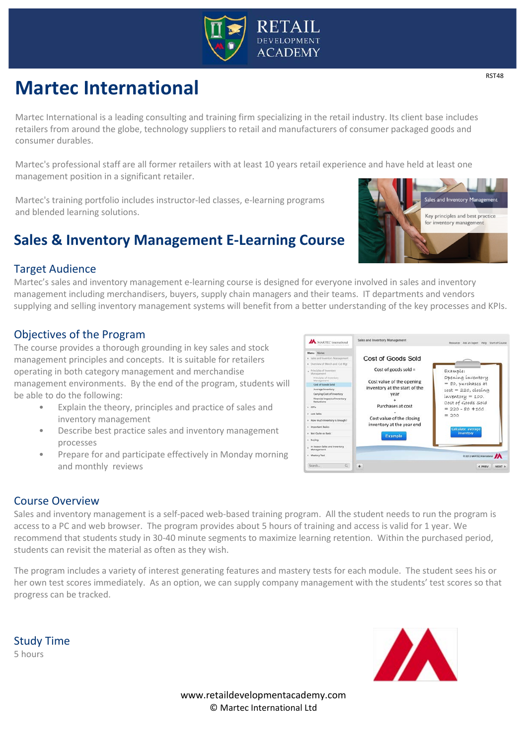RST48

# Martec International

Martec International is a leading consulting and training firm specializing in the retail industry. Its client base includes retailers from around the globe, technology suppliers to retail and manufacturers of consumer packaged goods and consumer durables.

Martec's professional staff are all former retailers with at least 10 years retail experience and have held at least one management position in a significant retailer.

Martec's training portfolio includes instructor-led classes, e-learning programs and blended learning solutions.

## Sales & Inventory Management E-Learning Course

### Target Audience

Martec's sales and inventory management e-learning course is designed for everyone involved in sales and inventory management including merchandisers, buyers, supply chain managers and their teams. IT departments and vendors supplying and selling inventory management systems will benefit from a better understanding of the key processes and KPIs.

### Objectives of the Program

The course provides a thorough grounding in key sales and stock management principles and concepts. It is suitable for retailers operating in both category management and merchandise management environments. By the end of the program, students will be able to do the following:

- Explain the theory, principles and practice of sales and inventory management
- Describe best practice sales and inventory management processes
- Prepare for and participate effectively in Monday morning and monthly reviews

### Course Overview

Sales and inventory management is a self-paced web-based training program. All the student needs to run the program is access to a PC and web browser. The program provides about 5 hours of training and access is valid for 1 year. We recommend that students study in 30-40 minute segments to maximize learning retention. Within the purchased period, students can revisit the material as often as they wish.

The program includes a variety of interest generating features and mastery tests for each module. The student sees his or her own test scores immediately. As an option, we can supply company management with the students' test scores so that progress can be tracked.

### Study Time

5 hours

www.retaildevelopmentacademy.com
© Martec International Ltd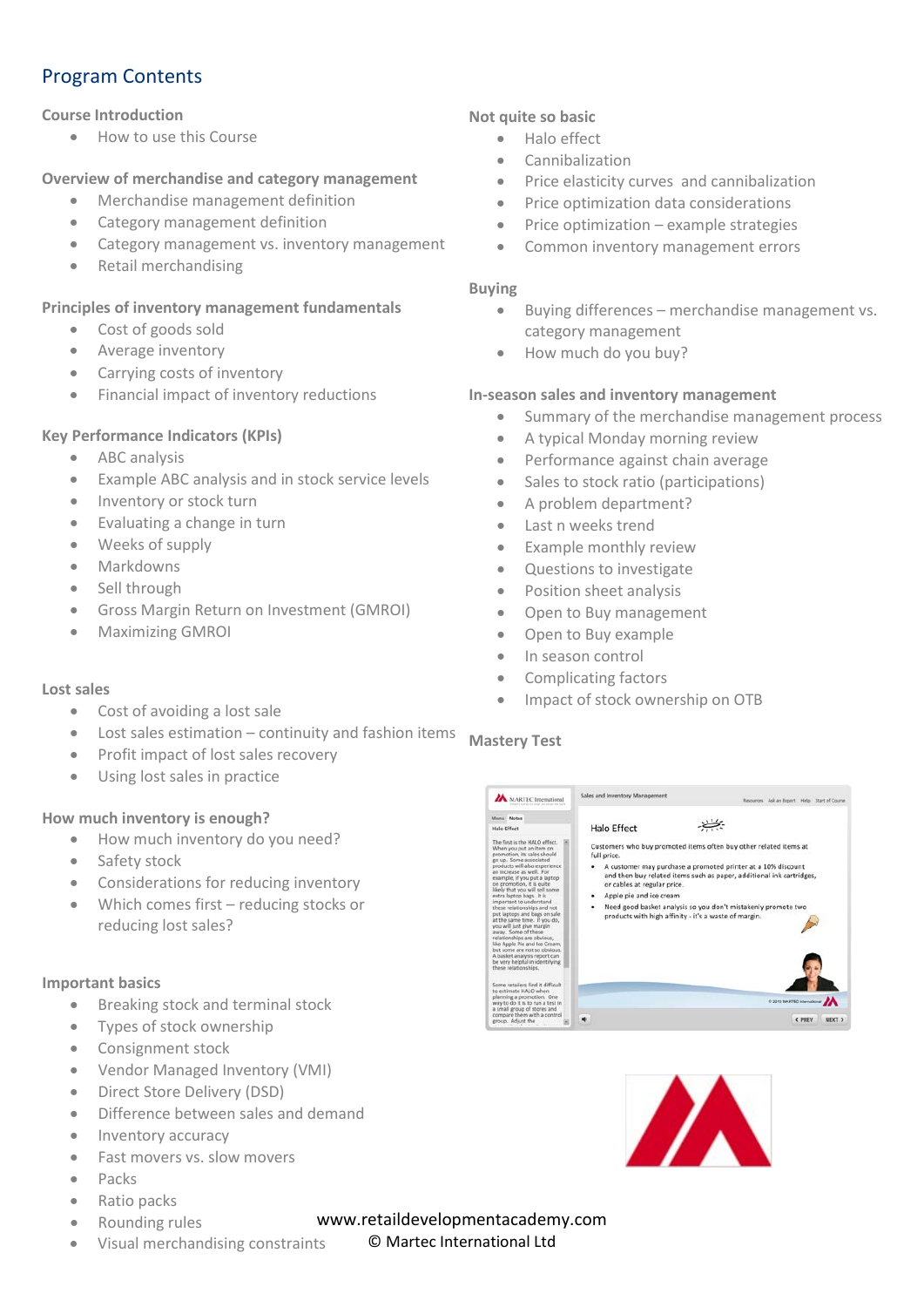## Program Contents

### Course Introduction

- How to use this Course

### Overview of merchandise and category management

- Merchandise management definition
- Category management definition
- Category management vs. inventory management
- Retail merchandising

### Principles of inventory management fundamentals

- Cost of goods sold
- Average inventory
- Carrying costs of inventory
- Financial impact of inventory reductions

### Key Performance Indicators (KPIs)

- ABC analysis
- Example ABC analysis and in stock service levels
- Inventory or stock turn
- Evaluating a change in turn
- Weeks of supply
- Markdowns
- Sell through
- Gross Margin Return on Investment (GMROI)
- Maximizing GMROI

### Lost sales

- Cost of avoiding a lost sale
- Lost sales estimation – continuity and fashion items
- Profit impact of lost sales recovery
- Using lost sales in practice

### How much inventory is enough?

- How much inventory do you need?
- Safety stock
- Considerations for reducing inventory
- Which comes first – reducing stocks or reducing lost sales?

### Important basics

- Breaking stock and terminal stock
- Types of stock ownership
- Consignment stock
- Vendor Managed Inventory (VMI)
- Direct Store Delivery (DSD)
- Difference between sales and demand
- Inventory accuracy
- Fast movers vs. slow movers
- Packs
- Ratio packs
- Rounding rules
- Visual merchandising constraints

### Not quite so basic

- Halo effect
- Cannibalization
- Price elasticity curves and cannibalization
- Price optimization data considerations
- Price optimization – example strategies
- Common inventory management errors

### Buying

- Buying differences – merchandise management vs. category management
- How much do you buy?

### In-season sales and inventory management

- Summary of the merchandise management process
- A typical Monday morning review
- Performance against chain average
- Sales to stock ratio (participations)
- A problem department?
- Last n weeks trend
- Example monthly review
- Questions to investigate
- Position sheet analysis
- Open to Buy management
- Open to Buy example
- In season control
- Complicating factors
- Impact of stock ownership on OTB

### Mastery Test

www.retaildevelopmentacademy.com
© Martec International Ltd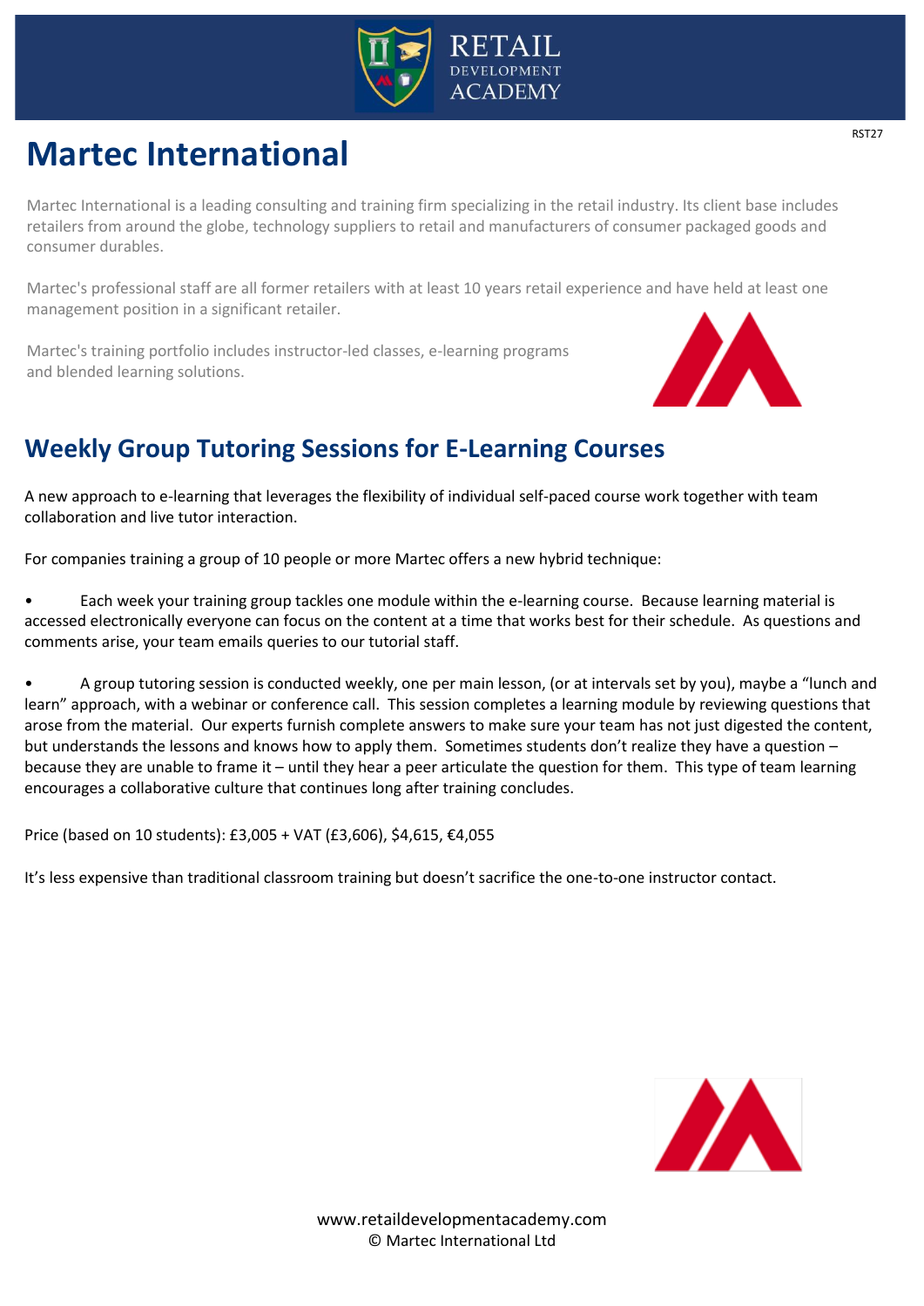# Martec International

RST27

Martec International is a leading consulting and training firm specializing in the retail industry. Its client base includes retailers from around the globe, technology suppliers to retail and manufacturers of consumer packaged goods and consumer durables.

Martec's professional staff are all former retailers with at least 10 years retail experience and have held at least one management position in a significant retailer.

Martec's training portfolio includes instructor-led classes, e-learning programs and blended learning solutions.

## Weekly Group Tutoring Sessions for E-Learning Courses

A new approach to e-learning that leverages the flexibility of individual self-paced course work together with team collaboration and live tutor interaction.

For companies training a group of 10 people or more Martec offers a new hybrid technique:

- Each week your training group tackles one module within the e-learning course. Because learning material is accessed electronically everyone can focus on the content at a time that works best for their schedule. As questions and comments arise, your team emails queries to our tutorial staff.
- A group tutoring session is conducted weekly, one per main lesson, (or at intervals set by you), maybe a "lunch and learn" approach, with a webinar or conference call. This session completes a learning module by reviewing questions that arose from the material. Our experts furnish complete answers to make sure your team has not just digested the content, but understands the lessons and knows how to apply them. Sometimes students don't realize they have a question – because they are unable to frame it – until they hear a peer articulate the question for them. This type of team learning encourages a collaborative culture that continues long after training concludes.

Price (based on 10 students): £3,005 + VAT (£3,606), $4,615, €4,055

It's less expensive than traditional classroom training but doesn't sacrifice the one-to-one instructor contact.

www.retaildevelopmentacademy.com
© Martec International Ltd